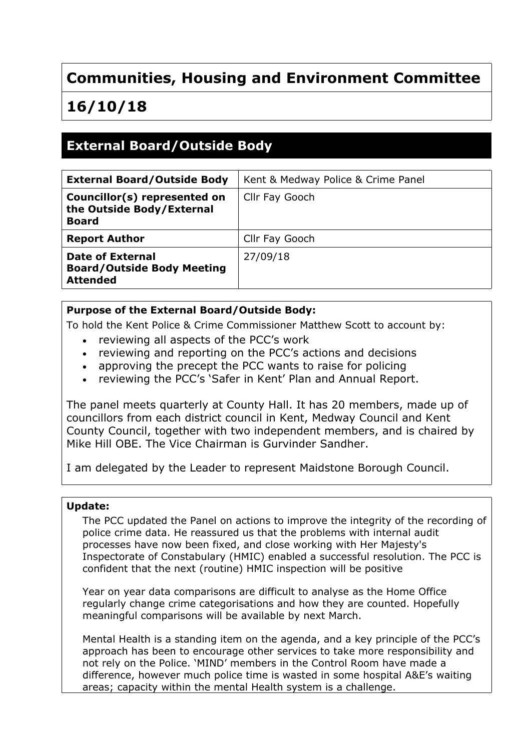# Communities, Housing and Environment Committee

# 16/10/18

## External Board/Outside Body

| **External Board/Outside Body** | Kent & Medway Police & Crime Panel |
| --- | --- |
| **Councillor(s) represented on the Outside Body/External Board** | Cllr Fay Gooch |
| **Report Author** | Cllr Fay Gooch |
| **Date of External Board/Outside Body Meeting Attended** | 27/09/18 |

**Purpose of the External Board/Outside Body:**

To hold the Kent Police & Crime Commissioner Matthew Scott to account by:

- reviewing all aspects of the PCC's work
- reviewing and reporting on the PCC's actions and decisions
- approving the precept the PCC wants to raise for policing
- reviewing the PCC's 'Safer in Kent' Plan and Annual Report.

The panel meets quarterly at County Hall. It has 20 members, made up of councillors from each district council in Kent, Medway Council and Kent County Council, together with two independent members, and is chaired by Mike Hill OBE. The Vice Chairman is Gurvinder Sandher.

I am delegated by the Leader to represent Maidstone Borough Council.

**Update:**

The PCC updated the Panel on actions to improve the integrity of the recording of police crime data. He reassured us that the problems with internal audit processes have now been fixed, and close working with Her Majesty's Inspectorate of Constabulary (HMIC) enabled a successful resolution. The PCC is confident that the next (routine) HMIC inspection will be positive

Year on year data comparisons are difficult to analyse as the Home Office regularly change crime categorisations and how they are counted. Hopefully meaningful comparisons will be available by next March.

Mental Health is a standing item on the agenda, and a key principle of the PCC's approach has been to encourage other services to take more responsibility and not rely on the Police. 'MIND' members in the Control Room have made a difference, however much police time is wasted in some hospital A&E's waiting areas; capacity within the mental Health system is a challenge.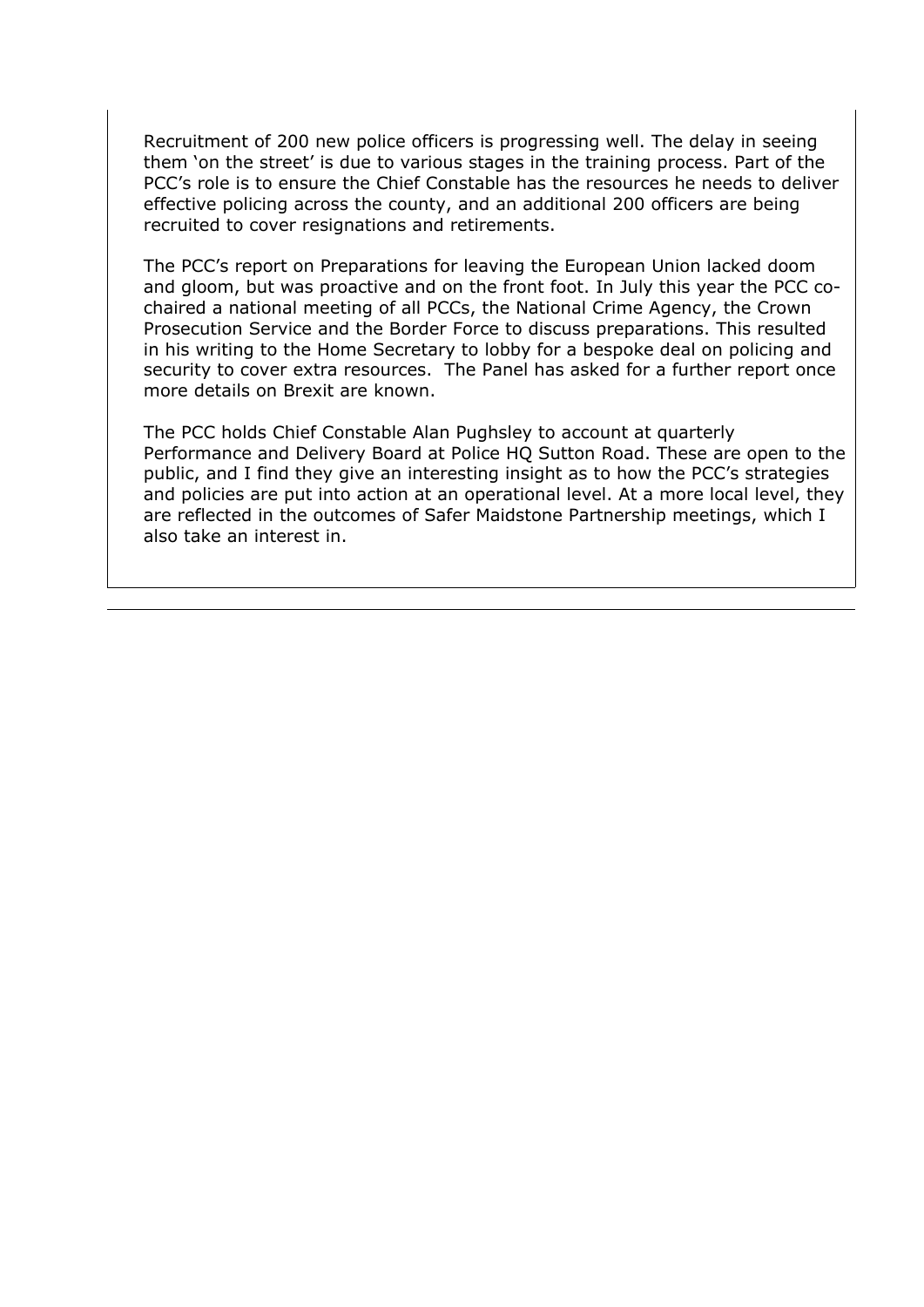Recruitment of 200 new police officers is progressing well. The delay in seeing them 'on the street' is due to various stages in the training process. Part of the PCC's role is to ensure the Chief Constable has the resources he needs to deliver effective policing across the county, and an additional 200 officers are being recruited to cover resignations and retirements.

The PCC's report on Preparations for leaving the European Union lacked doom and gloom, but was proactive and on the front foot. In July this year the PCC co-chaired a national meeting of all PCCs, the National Crime Agency, the Crown Prosecution Service and the Border Force to discuss preparations. This resulted in his writing to the Home Secretary to lobby for a bespoke deal on policing and security to cover extra resources. The Panel has asked for a further report once more details on Brexit are known.

The PCC holds Chief Constable Alan Pughsley to account at quarterly Performance and Delivery Board at Police HQ Sutton Road. These are open to the public, and I find they give an interesting insight as to how the PCC's strategies and policies are put into action at an operational level. At a more local level, they are reflected in the outcomes of Safer Maidstone Partnership meetings, which I also take an interest in.